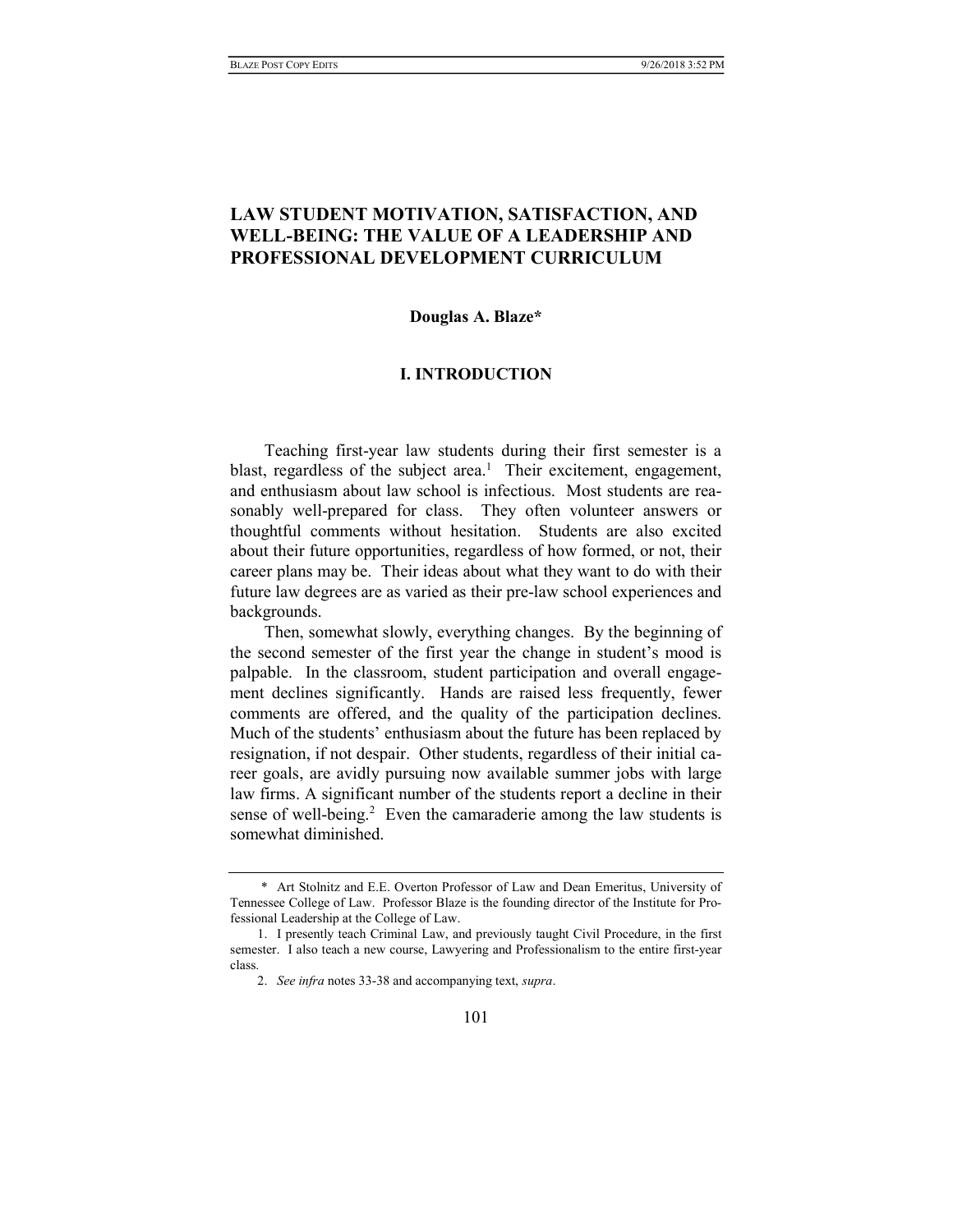# LAW STUDENT MOTIVATION, SATISFACTION, AND WELL-BEING: THE VALUE OF A LEADERSHIP AND PROFESSIONAL DEVELOPMENT CURRICULUM

**Douglas A. Blaze***

## I. INTRODUCTION

Teaching first-year law students during their first semester is a blast, regardless of the subject area.[1] Their excitement, engagement, and enthusiasm about law school is infectious. Most students are reasonably well-prepared for class. They often volunteer answers or thoughtful comments without hesitation. Students are also excited about their future opportunities, regardless of how formed, or not, their career plans may be. Their ideas about what they want to do with their future law degrees are as varied as their pre-law school experiences and backgrounds.

Then, somewhat slowly, everything changes. By the beginning of the second semester of the first year the change in student's mood is palpable. In the classroom, student participation and overall engagement declines significantly. Hands are raised less frequently, fewer comments are offered, and the quality of the participation declines. Much of the students' enthusiasm about the future has been replaced by resignation, if not despair. Other students, regardless of their initial career goals, are avidly pursuing now available summer jobs with large law firms. A significant number of the students report a decline in their sense of well-being.[2] Even the camaraderie among the law students is somewhat diminished.

---

\* Art Stolnitz and E.E. Overton Professor of Law and Dean Emeritus, University of Tennessee College of Law. Professor Blaze is the founding director of the Institute for Professional Leadership at the College of Law.

1. I presently teach Criminal Law, and previously taught Civil Procedure, in the first semester. I also teach a new course, Lawyering and Professionalism to the entire first-year class.

2. *See infra* notes 33-38 and accompanying text, *supra*.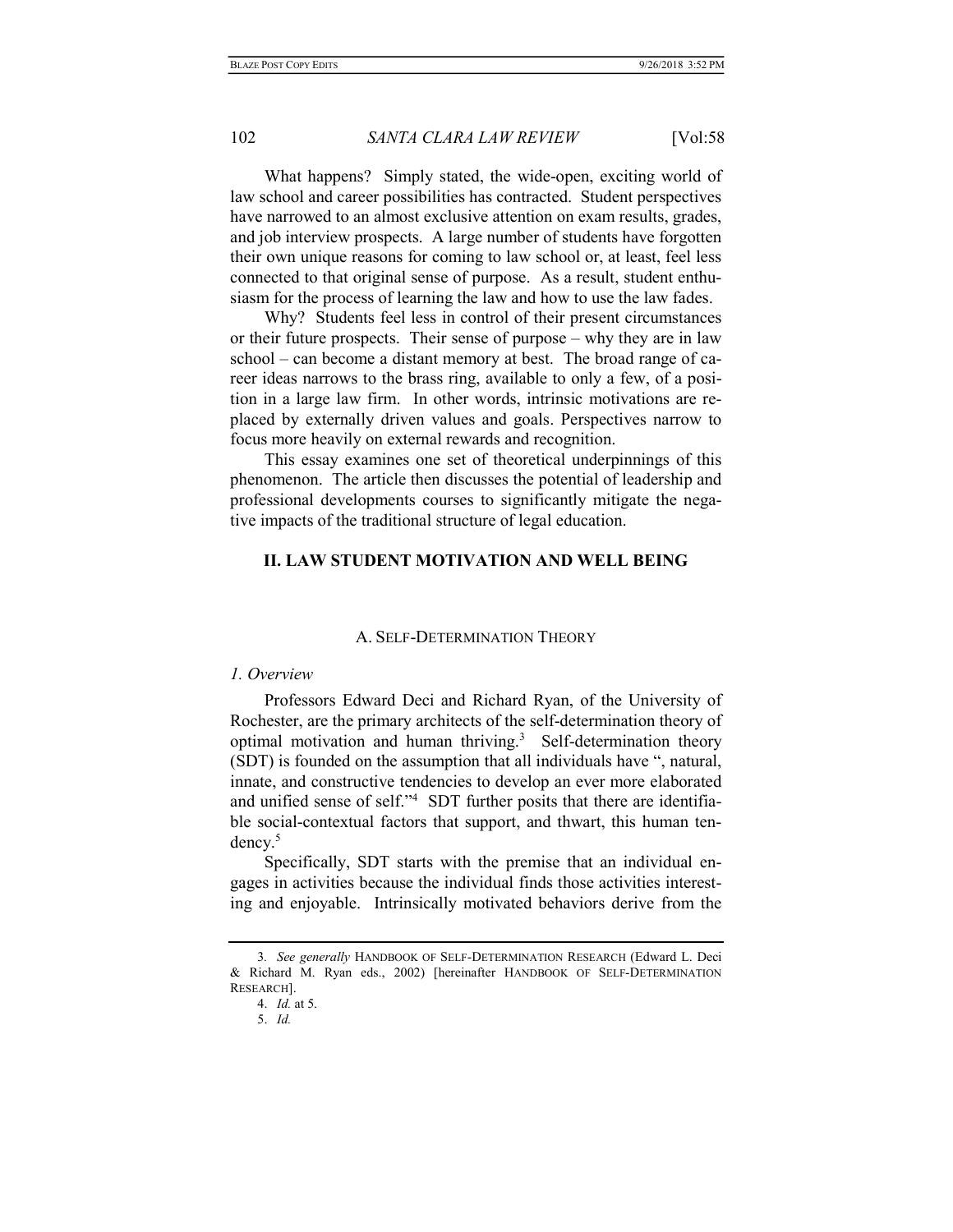What happens? Simply stated, the wide-open, exciting world of law school and career possibilities has contracted. Student perspectives have narrowed to an almost exclusive attention on exam results, grades, and job interview prospects. A large number of students have forgotten their own unique reasons for coming to law school or, at least, feel less connected to that original sense of purpose. As a result, student enthusiasm for the process of learning the law and how to use the law fades.

Why? Students feel less in control of their present circumstances or their future prospects. Their sense of purpose – why they are in law school – can become a distant memory at best. The broad range of career ideas narrows to the brass ring, available to only a few, of a position in a large law firm. In other words, intrinsic motivations are replaced by externally driven values and goals. Perspectives narrow to focus more heavily on external rewards and recognition.

This essay examines one set of theoretical underpinnings of this phenomenon. The article then discusses the potential of leadership and professional developments courses to significantly mitigate the negative impacts of the traditional structure of legal education.

## II. LAW STUDENT MOTIVATION AND WELL BEING

### A. SELF-DETERMINATION THEORY

#### *1. Overview*

Professors Edward Deci and Richard Ryan, of the University of Rochester, are the primary architects of the self-determination theory of optimal motivation and human thriving.[3] Self-determination theory (SDT) is founded on the assumption that all individuals have ", natural, innate, and constructive tendencies to develop an ever more elaborated and unified sense of self."[4] SDT further posits that there are identifiable social-contextual factors that support, and thwart, this human tendency.[5]

Specifically, SDT starts with the premise that an individual engages in activities because the individual finds those activities interesting and enjoyable. Intrinsically motivated behaviors derive from the

---

3. *See generally* HANDBOOK OF SELF-DETERMINATION RESEARCH (Edward L. Deci & Richard M. Ryan eds., 2002) [hereinafter HANDBOOK OF SELF-DETERMINATION RESEARCH].

4. *Id.* at 5.

5. *Id.*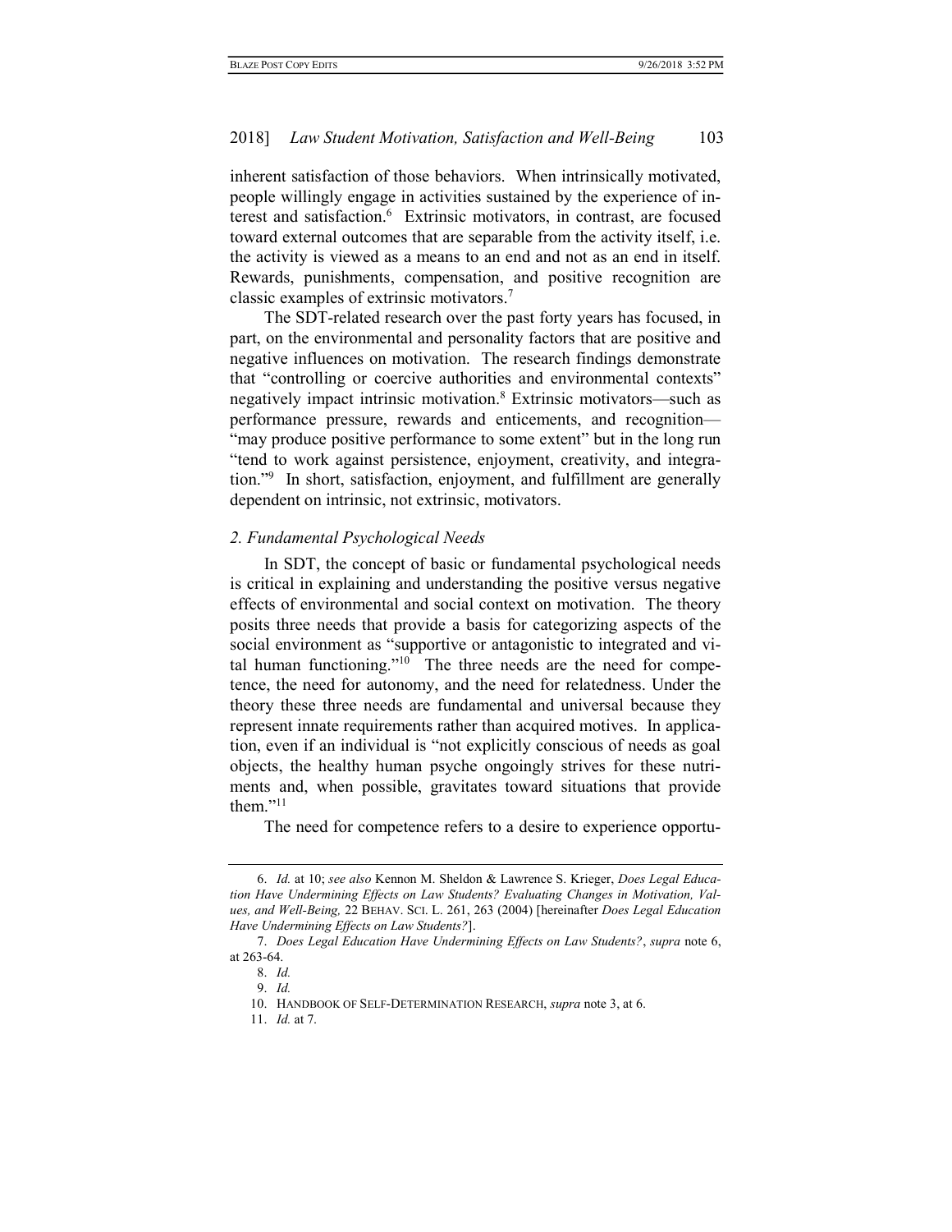inherent satisfaction of those behaviors. When intrinsically motivated, people willingly engage in activities sustained by the experience of interest and satisfaction.[6] Extrinsic motivators, in contrast, are focused toward external outcomes that are separable from the activity itself, i.e. the activity is viewed as a means to an end and not as an end in itself. Rewards, punishments, compensation, and positive recognition are classic examples of extrinsic motivators.[7]

The SDT-related research over the past forty years has focused, in part, on the environmental and personality factors that are positive and negative influences on motivation. The research findings demonstrate that "controlling or coercive authorities and environmental contexts" negatively impact intrinsic motivation.[8] Extrinsic motivators—such as performance pressure, rewards and enticements, and recognition—"may produce positive performance to some extent" but in the long run "tend to work against persistence, enjoyment, creativity, and integration."[9] In short, satisfaction, enjoyment, and fulfillment are generally dependent on intrinsic, not extrinsic, motivators.

### *2. Fundamental Psychological Needs*

In SDT, the concept of basic or fundamental psychological needs is critical in explaining and understanding the positive versus negative effects of environmental and social context on motivation. The theory posits three needs that provide a basis for categorizing aspects of the social environment as "supportive or antagonistic to integrated and vital human functioning."[10] The three needs are the need for competence, the need for autonomy, and the need for relatedness. Under the theory these three needs are fundamental and universal because they represent innate requirements rather than acquired motives. In application, even if an individual is "not explicitly conscious of needs as goal objects, the healthy human psyche ongoingly strives for these nutriments and, when possible, gravitates toward situations that provide them."[11]

The need for competence refers to a desire to experience opportu-

---

6. *Id.* at 10; *see also* Kennon M. Sheldon & Lawrence S. Krieger, *Does Legal Education Have Undermining Effects on Law Students? Evaluating Changes in Motivation, Values, and Well-Being,* 22 BEHAV. SCI. L. 261, 263 (2004) [hereinafter *Does Legal Education Have Undermining Effects on Law Students?*].

7. *Does Legal Education Have Undermining Effects on Law Students?*, *supra* note 6, at 263-64.

8. *Id.*

9. *Id.*

10. HANDBOOK OF SELF-DETERMINATION RESEARCH, *supra* note 3, at 6.

11. *Id.* at 7.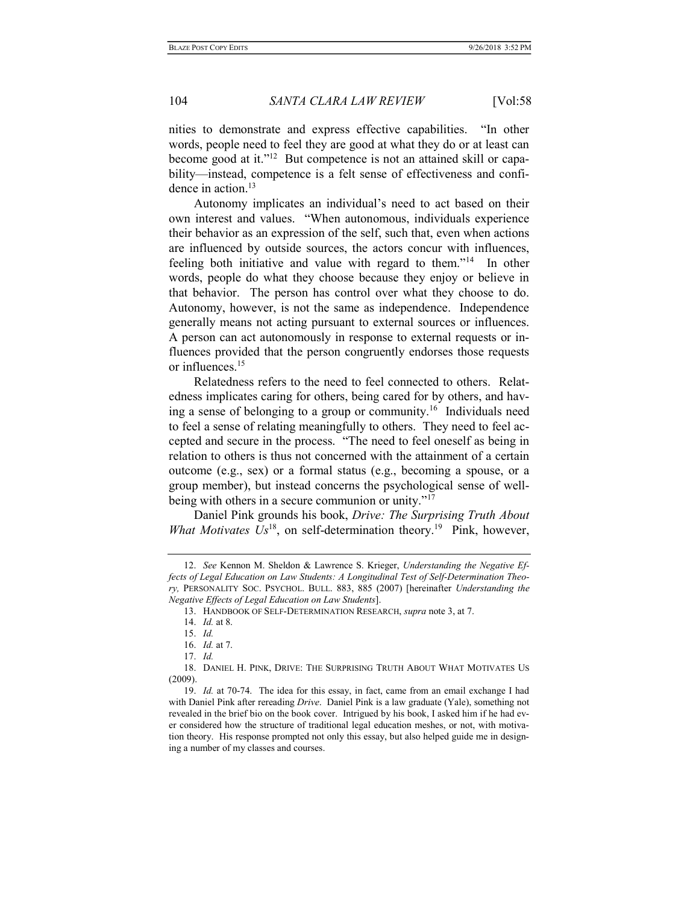nities to demonstrate and express effective capabilities. "In other words, people need to feel they are good at what they do or at least can become good at it."[12] But competence is not an attained skill or capability—instead, competence is a felt sense of effectiveness and confidence in action.[13]

Autonomy implicates an individual's need to act based on their own interest and values. "When autonomous, individuals experience their behavior as an expression of the self, such that, even when actions are influenced by outside sources, the actors concur with influences, feeling both initiative and value with regard to them."[14] In other words, people do what they choose because they enjoy or believe in that behavior. The person has control over what they choose to do. Autonomy, however, is not the same as independence. Independence generally means not acting pursuant to external sources or influences. A person can act autonomously in response to external requests or influences provided that the person congruently endorses those requests or influences.[15]

Relatedness refers to the need to feel connected to others. Relatedness implicates caring for others, being cared for by others, and having a sense of belonging to a group or community.[16] Individuals need to feel a sense of relating meaningfully to others. They need to feel accepted and secure in the process. "The need to feel oneself as being in relation to others is thus not concerned with the attainment of a certain outcome (e.g., sex) or a formal status (e.g., becoming a spouse, or a group member), but instead concerns the psychological sense of well-being with others in a secure communion or unity."[17]

Daniel Pink grounds his book, *Drive: The Surprising Truth About What Motivates Us*[18], on self-determination theory.[19] Pink, however,

---

12. *See* Kennon M. Sheldon & Lawrence S. Krieger, *Understanding the Negative Effects of Legal Education on Law Students: A Longitudinal Test of Self-Determination Theory,* PERSONALITY SOC. PSYCHOL. BULL. 883, 885 (2007) [hereinafter *Understanding the Negative Effects of Legal Education on Law Students*].

13. HANDBOOK OF SELF-DETERMINATION RESEARCH, *supra* note 3, at 7.

14. *Id.* at 8.

15. *Id.*

16. *Id.* at 7.

17. *Id.*

18. DANIEL H. PINK, DRIVE: THE SURPRISING TRUTH ABOUT WHAT MOTIVATES US (2009).

19. *Id.* at 70-74. The idea for this essay, in fact, came from an email exchange I had with Daniel Pink after rereading *Drive*. Daniel Pink is a law graduate (Yale), something not revealed in the brief bio on the book cover. Intrigued by his book, I asked him if he had ever considered how the structure of traditional legal education meshes, or not, with motivation theory. His response prompted not only this essay, but also helped guide me in designing a number of my classes and courses.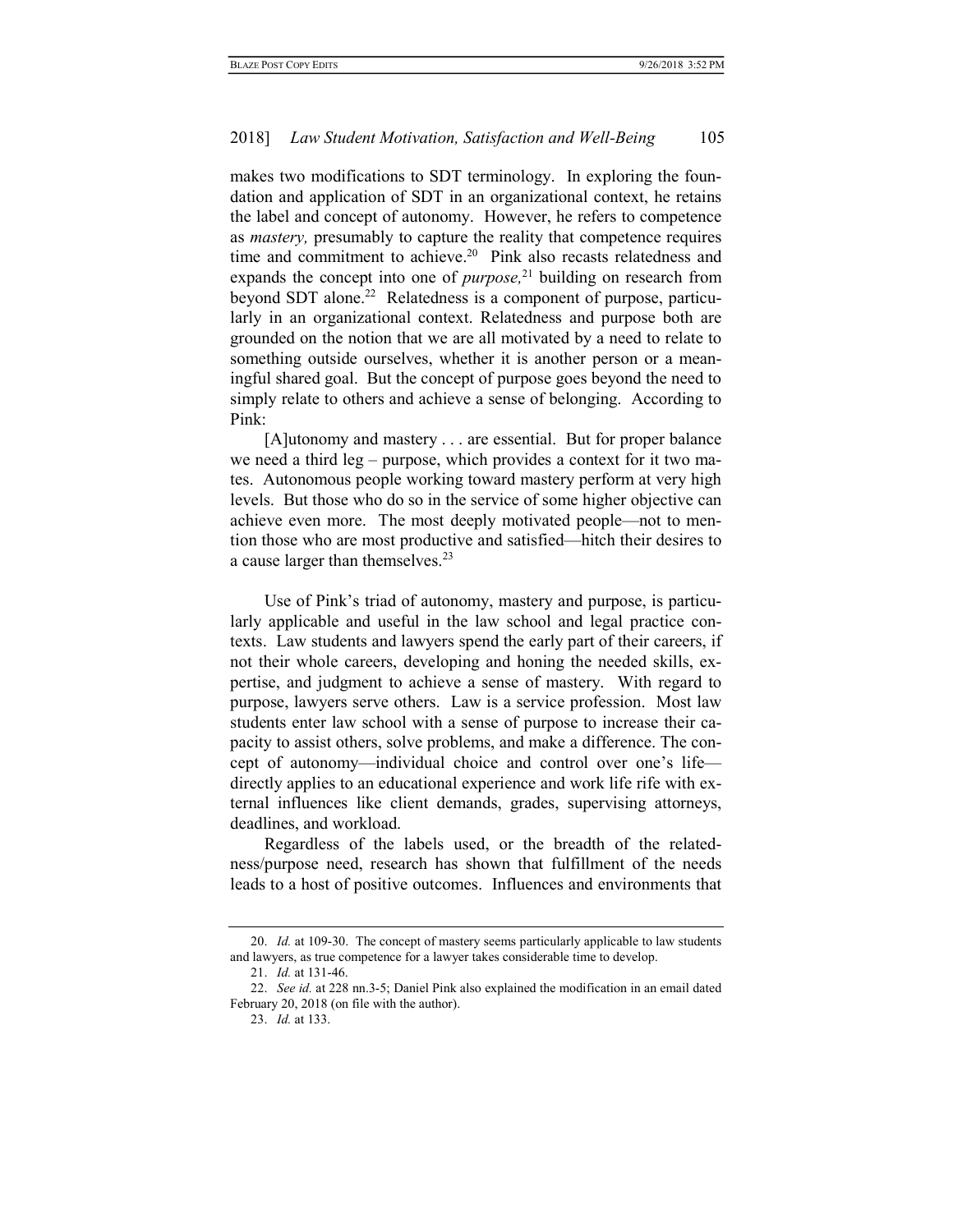makes two modifications to SDT terminology. In exploring the foundation and application of SDT in an organizational context, he retains the label and concept of autonomy. However, he refers to competence as *mastery,* presumably to capture the reality that competence requires time and commitment to achieve.[20] Pink also recasts relatedness and expands the concept into one of *purpose,*[21] building on research from beyond SDT alone.[22] Relatedness is a component of purpose, particularly in an organizational context. Relatedness and purpose both are grounded on the notion that we are all motivated by a need to relate to something outside ourselves, whether it is another person or a meaningful shared goal. But the concept of purpose goes beyond the need to simply relate to others and achieve a sense of belonging. According to Pink:

> [A]utonomy and mastery . . . are essential. But for proper balance we need a third leg – purpose, which provides a context for it two mates. Autonomous people working toward mastery perform at very high levels. But those who do so in the service of some higher objective can achieve even more. The most deeply motivated people—not to mention those who are most productive and satisfied—hitch their desires to a cause larger than themselves.[23]

Use of Pink's triad of autonomy, mastery and purpose, is particularly applicable and useful in the law school and legal practice contexts. Law students and lawyers spend the early part of their careers, if not their whole careers, developing and honing the needed skills, expertise, and judgment to achieve a sense of mastery. With regard to purpose, lawyers serve others. Law is a service profession. Most law students enter law school with a sense of purpose to increase their capacity to assist others, solve problems, and make a difference. The concept of autonomy—individual choice and control over one's life—directly applies to an educational experience and work life rife with external influences like client demands, grades, supervising attorneys, deadlines, and workload.

Regardless of the labels used, or the breadth of the relatedness/purpose need, research has shown that fulfillment of the needs leads to a host of positive outcomes. Influences and environments that

---

20. *Id.* at 109-30. The concept of mastery seems particularly applicable to law students and lawyers, as true competence for a lawyer takes considerable time to develop.

21. *Id.* at 131-46.

22. *See id.* at 228 nn.3-5; Daniel Pink also explained the modification in an email dated February 20, 2018 (on file with the author).

23. *Id.* at 133.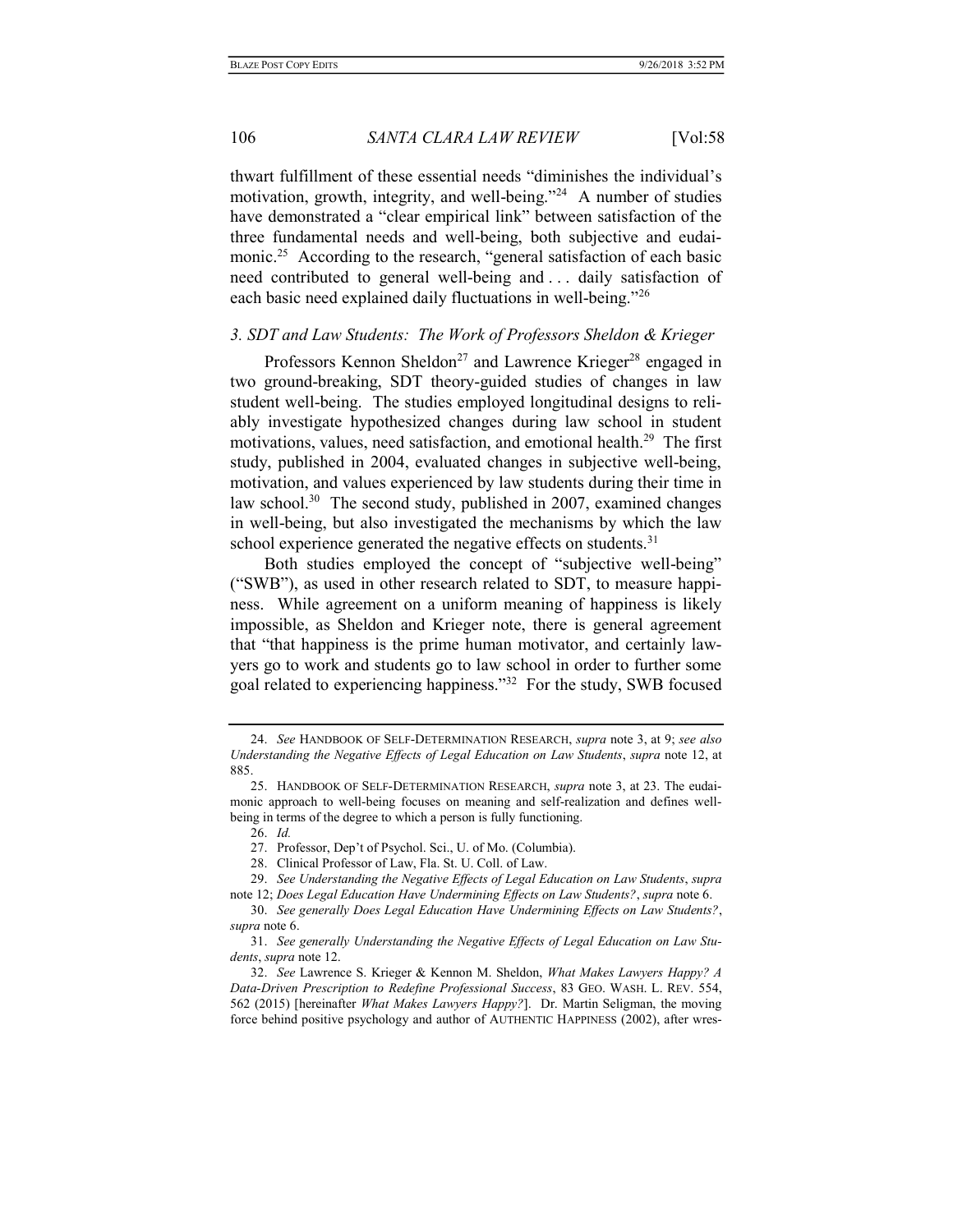thwart fulfillment of these essential needs "diminishes the individual's motivation, growth, integrity, and well-being."[24] A number of studies have demonstrated a "clear empirical link" between satisfaction of the three fundamental needs and well-being, both subjective and eudaimonic.[25] According to the research, "general satisfaction of each basic need contributed to general well-being and . . . daily satisfaction of each basic need explained daily fluctuations in well-being."[26]

### *3. SDT and Law Students: The Work of Professors Sheldon & Krieger*

Professors Kennon Sheldon[27] and Lawrence Krieger[28] engaged in two ground-breaking, SDT theory-guided studies of changes in law student well-being. The studies employed longitudinal designs to reliably investigate hypothesized changes during law school in student motivations, values, need satisfaction, and emotional health.[29] The first study, published in 2004, evaluated changes in subjective well-being, motivation, and values experienced by law students during their time in law school.[30] The second study, published in 2007, examined changes in well-being, but also investigated the mechanisms by which the law school experience generated the negative effects on students.[31]

Both studies employed the concept of "subjective well-being" ("SWB"), as used in other research related to SDT, to measure happiness. While agreement on a uniform meaning of happiness is likely impossible, as Sheldon and Krieger note, there is general agreement that "that happiness is the prime human motivator, and certainly lawyers go to work and students go to law school in order to further some goal related to experiencing happiness."[32] For the study, SWB focused

---

24. *See* HANDBOOK OF SELF-DETERMINATION RESEARCH, *supra* note 3, at 9; *see also Understanding the Negative Effects of Legal Education on Law Students*, *supra* note 12, at 885.

25. HANDBOOK OF SELF-DETERMINATION RESEARCH, *supra* note 3, at 23. The eudaimonic approach to well-being focuses on meaning and self-realization and defines well-being in terms of the degree to which a person is fully functioning.

26. *Id.*

27. Professor, Dep't of Psychol. Sci., U. of Mo. (Columbia).

28. Clinical Professor of Law, Fla. St. U. Coll. of Law.

29. *See Understanding the Negative Effects of Legal Education on Law Students*, *supra* note 12; *Does Legal Education Have Undermining Effects on Law Students?*, *supra* note 6.

30. *See generally Does Legal Education Have Undermining Effects on Law Students?*, *supra* note 6.

31. *See generally Understanding the Negative Effects of Legal Education on Law Students*, *supra* note 12.

32. *See* Lawrence S. Krieger & Kennon M. Sheldon, *What Makes Lawyers Happy? A Data-Driven Prescription to Redefine Professional Success*, 83 GEO. WASH. L. REV. 554, 562 (2015) [hereinafter *What Makes Lawyers Happy?*]. Dr. Martin Seligman, the moving force behind positive psychology and author of AUTHENTIC HAPPINESS (2002), after wres-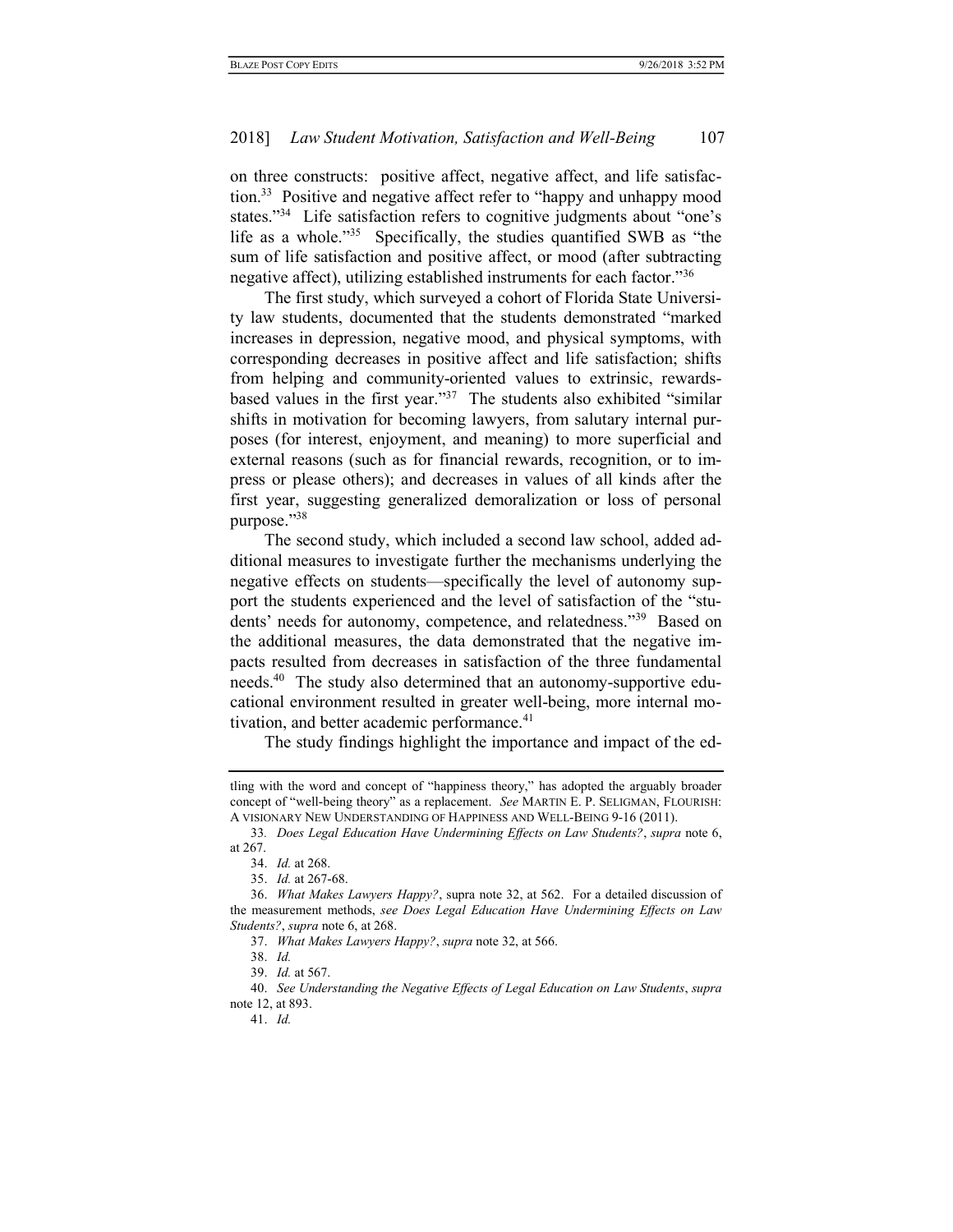on three constructs: positive affect, negative affect, and life satisfaction.[33] Positive and negative affect refer to "happy and unhappy mood states."[34] Life satisfaction refers to cognitive judgments about "one's life as a whole."[35] Specifically, the studies quantified SWB as "the sum of life satisfaction and positive affect, or mood (after subtracting negative affect), utilizing established instruments for each factor."[36]

The first study, which surveyed a cohort of Florida State University law students, documented that the students demonstrated "marked increases in depression, negative mood, and physical symptoms, with corresponding decreases in positive affect and life satisfaction; shifts from helping and community-oriented values to extrinsic, rewards-based values in the first year."[37] The students also exhibited "similar shifts in motivation for becoming lawyers, from salutary internal purposes (for interest, enjoyment, and meaning) to more superficial and external reasons (such as for financial rewards, recognition, or to impress or please others); and decreases in values of all kinds after the first year, suggesting generalized demoralization or loss of personal purpose."[38]

The second study, which included a second law school, added additional measures to investigate further the mechanisms underlying the negative effects on students—specifically the level of autonomy support the students experienced and the level of satisfaction of the "students' needs for autonomy, competence, and relatedness."[39] Based on the additional measures, the data demonstrated that the negative impacts resulted from decreases in satisfaction of the three fundamental needs.[40] The study also determined that an autonomy-supportive educational environment resulted in greater well-being, more internal motivation, and better academic performance.[41]

The study findings highlight the importance and impact of the ed-

---

tling with the word and concept of "happiness theory," has adopted the arguably broader concept of "well-being theory" as a replacement. *See* MARTIN E. P. SELIGMAN, FLOURISH: A VISIONARY NEW UNDERSTANDING OF HAPPINESS AND WELL-BEING 9-16 (2011).

33. *Does Legal Education Have Undermining Effects on Law Students?*, *supra* note 6, at 267.

34. *Id.* at 268.

35. *Id.* at 267-68.

36. *What Makes Lawyers Happy?*, supra note 32, at 562. For a detailed discussion of the measurement methods, *see Does Legal Education Have Undermining Effects on Law Students?*, *supra* note 6, at 268.

37. *What Makes Lawyers Happy?*, *supra* note 32, at 566.

38. *Id.*

39. *Id.* at 567.

40. *See Understanding the Negative Effects of Legal Education on Law Students*, *supra* note 12, at 893.

41. *Id.*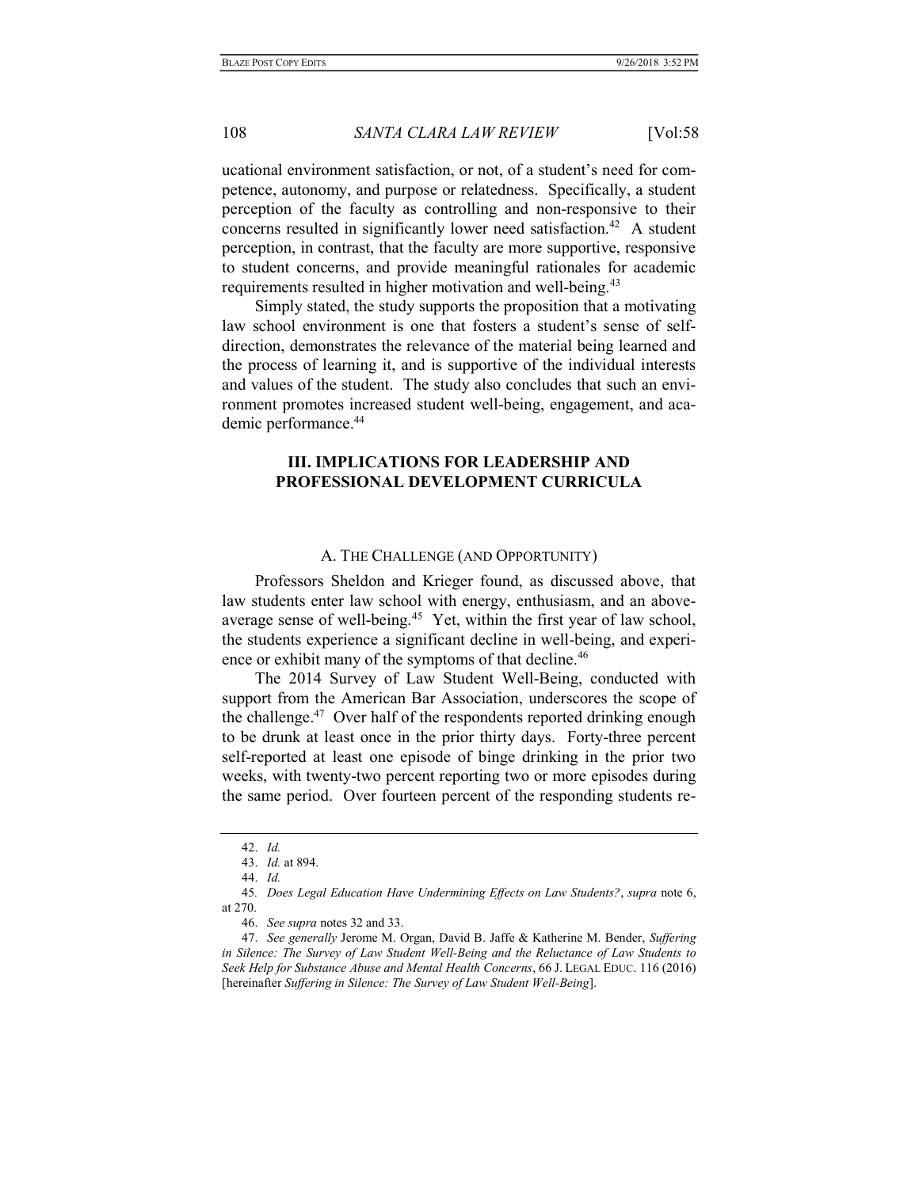ucational environment satisfaction, or not, of a student's need for competence, autonomy, and purpose or relatedness. Specifically, a student perception of the faculty as controlling and non-responsive to their concerns resulted in significantly lower need satisfaction.[42] A student perception, in contrast, that the faculty are more supportive, responsive to student concerns, and provide meaningful rationales for academic requirements resulted in higher motivation and well-being.[43]

Simply stated, the study supports the proposition that a motivating law school environment is one that fosters a student's sense of self-direction, demonstrates the relevance of the material being learned and the process of learning it, and is supportive of the individual interests and values of the student. The study also concludes that such an environment promotes increased student well-being, engagement, and academic performance.[44]

## III. IMPLICATIONS FOR LEADERSHIP AND PROFESSIONAL DEVELOPMENT CURRICULA

### A. THE CHALLENGE (AND OPPORTUNITY)

Professors Sheldon and Krieger found, as discussed above, that law students enter law school with energy, enthusiasm, and an above-average sense of well-being.[45] Yet, within the first year of law school, the students experience a significant decline in well-being, and experience or exhibit many of the symptoms of that decline.[46]

The 2014 Survey of Law Student Well-Being, conducted with support from the American Bar Association, underscores the scope of the challenge.[47] Over half of the respondents reported drinking enough to be drunk at least once in the prior thirty days. Forty-three percent self-reported at least one episode of binge drinking in the prior two weeks, with twenty-two percent reporting two or more episodes during the same period. Over fourteen percent of the responding students re-

---

42. *Id.*

43. *Id.* at 894.

44. *Id.*

45. *Does Legal Education Have Undermining Effects on Law Students?*, *supra* note 6, at 270.

46. *See supra* notes 32 and 33.

47. *See generally* Jerome M. Organ, David B. Jaffe & Katherine M. Bender, *Suffering in Silence: The Survey of Law Student Well-Being and the Reluctance of Law Students to Seek Help for Substance Abuse and Mental Health Concerns*, 66 J. LEGAL EDUC. 116 (2016) [hereinafter *Suffering in Silence: The Survey of Law Student Well-Being*].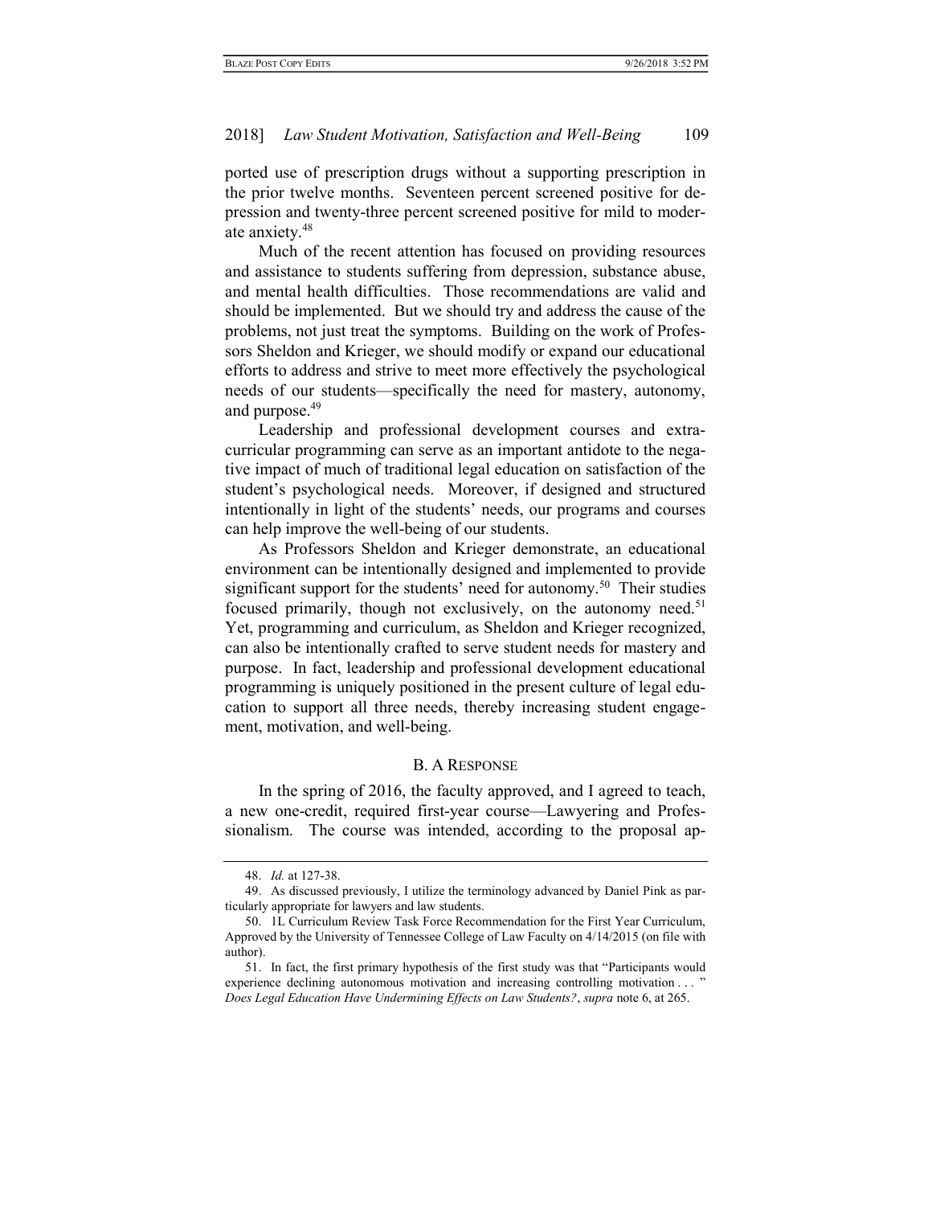ported use of prescription drugs without a supporting prescription in the prior twelve months. Seventeen percent screened positive for depression and twenty-three percent screened positive for mild to moderate anxiety.[48]

Much of the recent attention has focused on providing resources and assistance to students suffering from depression, substance abuse, and mental health difficulties. Those recommendations are valid and should be implemented. But we should try and address the cause of the problems, not just treat the symptoms. Building on the work of Professors Sheldon and Krieger, we should modify or expand our educational efforts to address and strive to meet more effectively the psychological needs of our students—specifically the need for mastery, autonomy, and purpose.[49]

Leadership and professional development courses and extracurricular programming can serve as an important antidote to the negative impact of much of traditional legal education on satisfaction of the student's psychological needs. Moreover, if designed and structured intentionally in light of the students' needs, our programs and courses can help improve the well-being of our students.

As Professors Sheldon and Krieger demonstrate, an educational environment can be intentionally designed and implemented to provide significant support for the students' need for autonomy.[50] Their studies focused primarily, though not exclusively, on the autonomy need.[51] Yet, programming and curriculum, as Sheldon and Krieger recognized, can also be intentionally crafted to serve student needs for mastery and purpose. In fact, leadership and professional development educational programming is uniquely positioned in the present culture of legal education to support all three needs, thereby increasing student engagement, motivation, and well-being.

## B. A Response

In the spring of 2016, the faculty approved, and I agreed to teach, a new one-credit, required first-year course—Lawyering and Professionalism. The course was intended, according to the proposal ap-

---

48. *Id.* at 127-38.

49. As discussed previously, I utilize the terminology advanced by Daniel Pink as particularly appropriate for lawyers and law students.

50. 1L Curriculum Review Task Force Recommendation for the First Year Curriculum, Approved by the University of Tennessee College of Law Faculty on 4/14/2015 (on file with author).

51. In fact, the first primary hypothesis of the first study was that "Participants would experience declining autonomous motivation and increasing controlling motivation . . . " *Does Legal Education Have Undermining Effects on Law Students?*, *supra* note 6, at 265.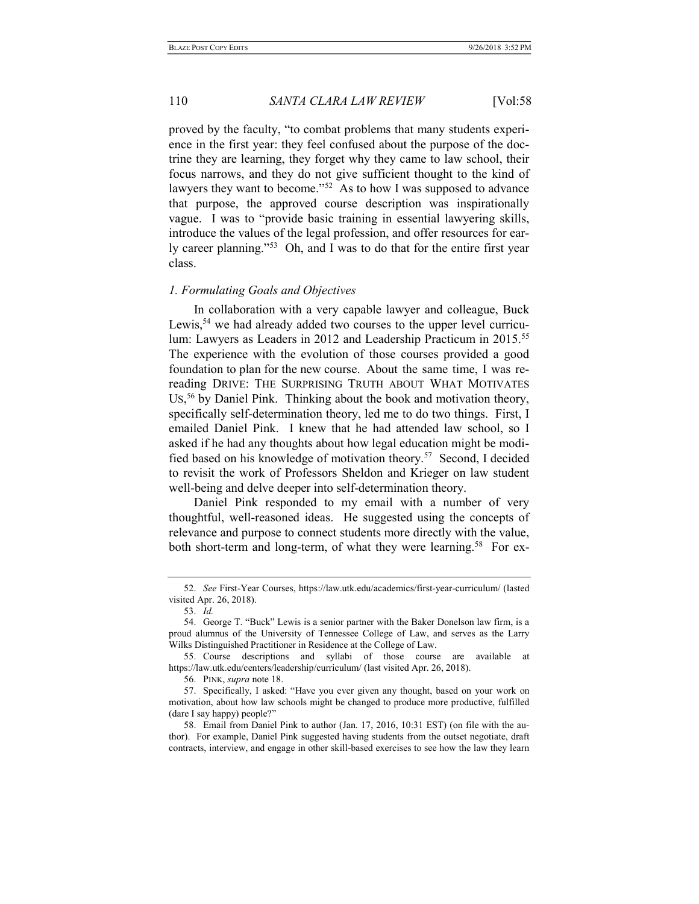proved by the faculty, "to combat problems that many students experience in the first year: they feel confused about the purpose of the doctrine they are learning, they forget why they came to law school, their focus narrows, and they do not give sufficient thought to the kind of lawyers they want to become."[52] As to how I was supposed to advance that purpose, the approved course description was inspirationally vague. I was to "provide basic training in essential lawyering skills, introduce the values of the legal profession, and offer resources for early career planning."[53] Oh, and I was to do that for the entire first year class.

### *1. Formulating Goals and Objectives*

In collaboration with a very capable lawyer and colleague, Buck Lewis,[54] we had already added two courses to the upper level curriculum: Lawyers as Leaders in 2012 and Leadership Practicum in 2015.[55] The experience with the evolution of those courses provided a good foundation to plan for the new course. About the same time, I was rereading DRIVE: THE SURPRISING TRUTH ABOUT WHAT MOTIVATES US,[56] by Daniel Pink. Thinking about the book and motivation theory, specifically self-determination theory, led me to do two things. First, I emailed Daniel Pink. I knew that he had attended law school, so I asked if he had any thoughts about how legal education might be modified based on his knowledge of motivation theory.[57] Second, I decided to revisit the work of Professors Sheldon and Krieger on law student well-being and delve deeper into self-determination theory.

Daniel Pink responded to my email with a number of very thoughtful, well-reasoned ideas. He suggested using the concepts of relevance and purpose to connect students more directly with the value, both short-term and long-term, of what they were learning.[58] For ex-

---

52. *See* First-Year Courses, https://law.utk.edu/academics/first-year-curriculum/ (lasted visited Apr. 26, 2018).

53. *Id.*

54. George T. "Buck" Lewis is a senior partner with the Baker Donelson law firm, is a proud alumnus of the University of Tennessee College of Law, and serves as the Larry Wilks Distinguished Practitioner in Residence at the College of Law.

55. Course descriptions and syllabi of those course are available at https://law.utk.edu/centers/leadership/curriculum/ (last visited Apr. 26, 2018).

56. PINK, *supra* note 18.

57. Specifically, I asked: "Have you ever given any thought, based on your work on motivation, about how law schools might be changed to produce more productive, fulfilled (dare I say happy) people?"

58. Email from Daniel Pink to author (Jan. 17, 2016, 10:31 EST) (on file with the author). For example, Daniel Pink suggested having students from the outset negotiate, draft contracts, interview, and engage in other skill-based exercises to see how the law they learn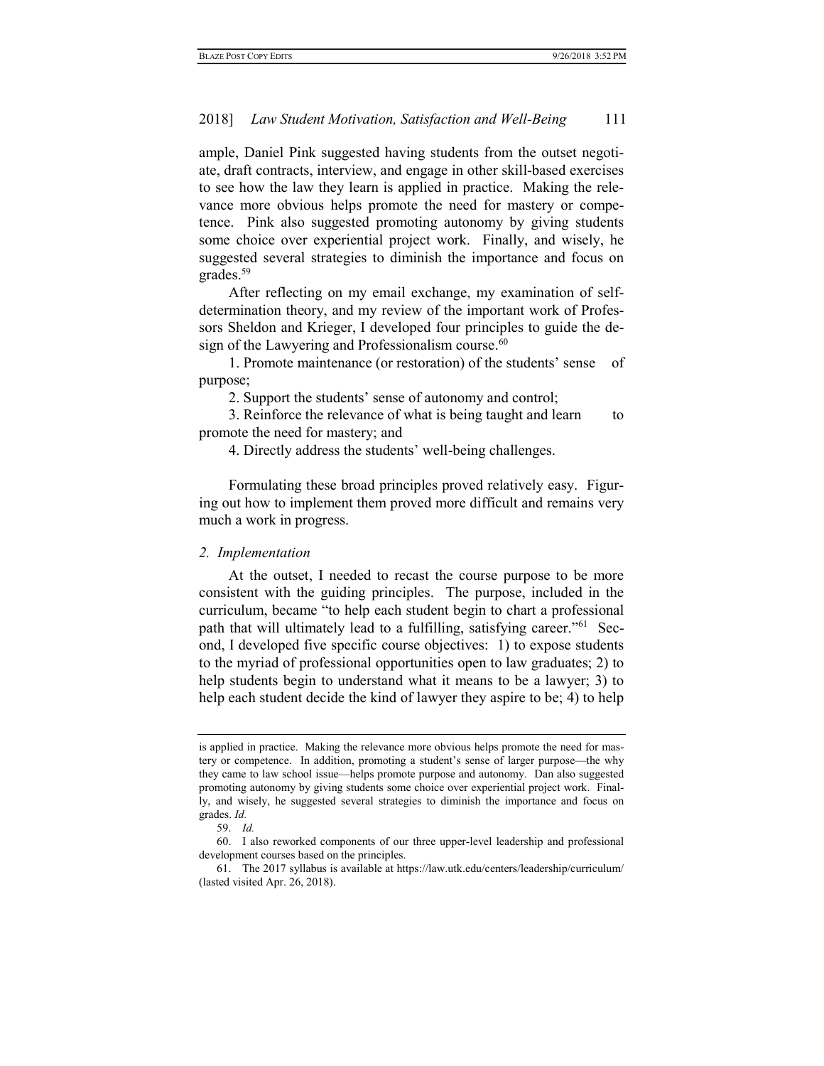ample, Daniel Pink suggested having students from the outset negotiate, draft contracts, interview, and engage in other skill-based exercises to see how the law they learn is applied in practice. Making the relevance more obvious helps promote the need for mastery or competence. Pink also suggested promoting autonomy by giving students some choice over experiential project work. Finally, and wisely, he suggested several strategies to diminish the importance and focus on grades.[59]

After reflecting on my email exchange, my examination of self-determination theory, and my review of the important work of Professors Sheldon and Krieger, I developed four principles to guide the design of the Lawyering and Professionalism course.[60]

1. Promote maintenance (or restoration) of the students' sense of purpose;
2. Support the students' sense of autonomy and control;
3. Reinforce the relevance of what is being taught and learn to promote the need for mastery; and
4. Directly address the students' well-being challenges.

Formulating these broad principles proved relatively easy. Figuring out how to implement them proved more difficult and remains very much a work in progress.

### *2. Implementation*

At the outset, I needed to recast the course purpose to be more consistent with the guiding principles. The purpose, included in the curriculum, became "to help each student begin to chart a professional path that will ultimately lead to a fulfilling, satisfying career."[61] Second, I developed five specific course objectives: 1) to expose students to the myriad of professional opportunities open to law graduates; 2) to help students begin to understand what it means to be a lawyer; 3) to help each student decide the kind of lawyer they aspire to be; 4) to help

---

is applied in practice. Making the relevance more obvious helps promote the need for mastery or competence. In addition, promoting a student's sense of larger purpose—the why they came to law school issue—helps promote purpose and autonomy. Dan also suggested promoting autonomy by giving students some choice over experiential project work. Finally, and wisely, he suggested several strategies to diminish the importance and focus on grades. *Id.*

59. *Id.*

60. I also reworked components of our three upper-level leadership and professional development courses based on the principles.

61. The 2017 syllabus is available at https://law.utk.edu/centers/leadership/curriculum/ (lasted visited Apr. 26, 2018).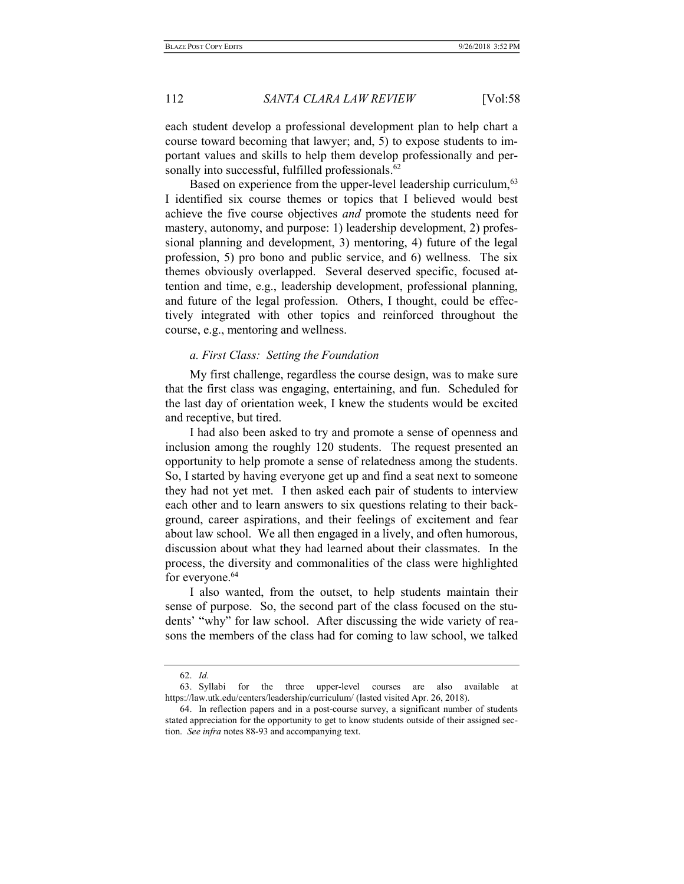each student develop a professional development plan to help chart a course toward becoming that lawyer; and, 5) to expose students to important values and skills to help them develop professionally and personally into successful, fulfilled professionals.[62]

Based on experience from the upper-level leadership curriculum,[63] I identified six course themes or topics that I believed would best achieve the five course objectives *and* promote the students need for mastery, autonomy, and purpose: 1) leadership development, 2) professional planning and development, 3) mentoring, 4) future of the legal profession, 5) pro bono and public service, and 6) wellness. The six themes obviously overlapped. Several deserved specific, focused attention and time, e.g., leadership development, professional planning, and future of the legal profession. Others, I thought, could be effectively integrated with other topics and reinforced throughout the course, e.g., mentoring and wellness.

*a. First Class: Setting the Foundation*

My first challenge, regardless the course design, was to make sure that the first class was engaging, entertaining, and fun. Scheduled for the last day of orientation week, I knew the students would be excited and receptive, but tired.

I had also been asked to try and promote a sense of openness and inclusion among the roughly 120 students. The request presented an opportunity to help promote a sense of relatedness among the students. So, I started by having everyone get up and find a seat next to someone they had not yet met. I then asked each pair of students to interview each other and to learn answers to six questions relating to their background, career aspirations, and their feelings of excitement and fear about law school. We all then engaged in a lively, and often humorous, discussion about what they had learned about their classmates. In the process, the diversity and commonalities of the class were highlighted for everyone.[64]

I also wanted, from the outset, to help students maintain their sense of purpose. So, the second part of the class focused on the students' "why" for law school. After discussing the wide variety of reasons the members of the class had for coming to law school, we talked

---

62. *Id.*

63. Syllabi for the three upper-level courses are also available at https://law.utk.edu/centers/leadership/curriculum/ (lasted visited Apr. 26, 2018).

64. In reflection papers and in a post-course survey, a significant number of students stated appreciation for the opportunity to get to know students outside of their assigned section. *See infra* notes 88-93 and accompanying text.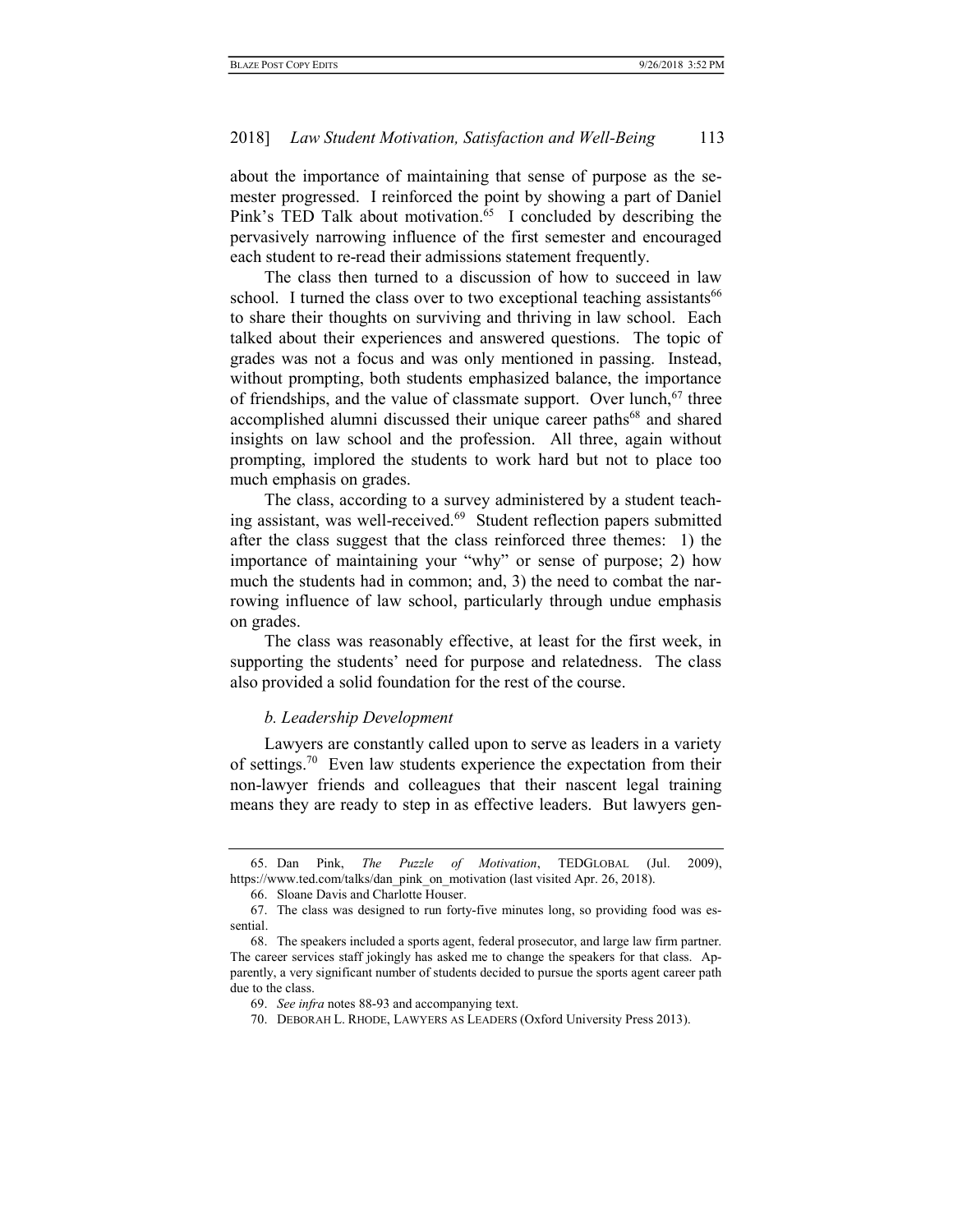about the importance of maintaining that sense of purpose as the semester progressed. I reinforced the point by showing a part of Daniel Pink's TED Talk about motivation.[65] I concluded by describing the pervasively narrowing influence of the first semester and encouraged each student to re-read their admissions statement frequently.

The class then turned to a discussion of how to succeed in law school. I turned the class over to two exceptional teaching assistants[66] to share their thoughts on surviving and thriving in law school. Each talked about their experiences and answered questions. The topic of grades was not a focus and was only mentioned in passing. Instead, without prompting, both students emphasized balance, the importance of friendships, and the value of classmate support. Over lunch,[67] three accomplished alumni discussed their unique career paths[68] and shared insights on law school and the profession. All three, again without prompting, implored the students to work hard but not to place too much emphasis on grades.

The class, according to a survey administered by a student teaching assistant, was well-received.[69] Student reflection papers submitted after the class suggest that the class reinforced three themes: 1) the importance of maintaining your "why" or sense of purpose; 2) how much the students had in common; and, 3) the need to combat the narrowing influence of law school, particularly through undue emphasis on grades.

The class was reasonably effective, at least for the first week, in supporting the students' need for purpose and relatedness. The class also provided a solid foundation for the rest of the course.

#### *b. Leadership Development*

Lawyers are constantly called upon to serve as leaders in a variety of settings.[70] Even law students experience the expectation from their non-lawyer friends and colleagues that their nascent legal training means they are ready to step in as effective leaders. But lawyers gen-

---

65. Dan Pink, *The Puzzle of Motivation*, TEDGLOBAL (Jul. 2009), https://www.ted.com/talks/dan_pink_on_motivation (last visited Apr. 26, 2018).

66. Sloane Davis and Charlotte Houser.

67. The class was designed to run forty-five minutes long, so providing food was essential.

68. The speakers included a sports agent, federal prosecutor, and large law firm partner. The career services staff jokingly has asked me to change the speakers for that class. Apparently, a very significant number of students decided to pursue the sports agent career path due to the class.

69. *See infra* notes 88-93 and accompanying text.

70. DEBORAH L. RHODE, LAWYERS AS LEADERS (Oxford University Press 2013).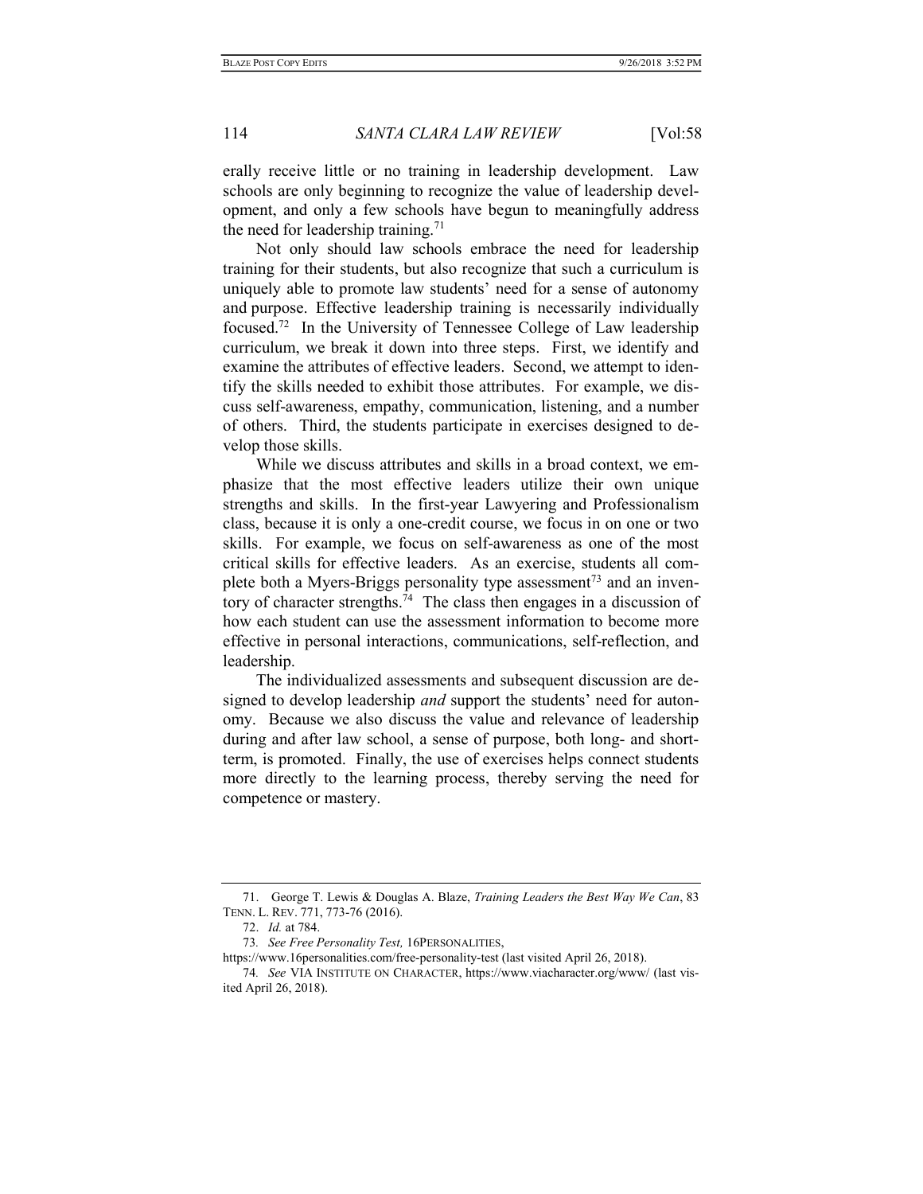erally receive little or no training in leadership development. Law schools are only beginning to recognize the value of leadership development, and only a few schools have begun to meaningfully address the need for leadership training.[71]

Not only should law schools embrace the need for leadership training for their students, but also recognize that such a curriculum is uniquely able to promote law students' need for a sense of autonomy and purpose. Effective leadership training is necessarily individually focused.[72] In the University of Tennessee College of Law leadership curriculum, we break it down into three steps. First, we identify and examine the attributes of effective leaders. Second, we attempt to identify the skills needed to exhibit those attributes. For example, we discuss self-awareness, empathy, communication, listening, and a number of others. Third, the students participate in exercises designed to develop those skills.

While we discuss attributes and skills in a broad context, we emphasize that the most effective leaders utilize their own unique strengths and skills. In the first-year Lawyering and Professionalism class, because it is only a one-credit course, we focus in on one or two skills. For example, we focus on self-awareness as one of the most critical skills for effective leaders. As an exercise, students all complete both a Myers-Briggs personality type assessment[73] and an inventory of character strengths.[74] The class then engages in a discussion of how each student can use the assessment information to become more effective in personal interactions, communications, self-reflection, and leadership.

The individualized assessments and subsequent discussion are designed to develop leadership *and* support the students' need for autonomy. Because we also discuss the value and relevance of leadership during and after law school, a sense of purpose, both long- and short-term, is promoted. Finally, the use of exercises helps connect students more directly to the learning process, thereby serving the need for competence or mastery.

---

71. George T. Lewis & Douglas A. Blaze, *Training Leaders the Best Way We Can*, 83 TENN. L. REV. 771, 773-76 (2016).

72. *Id.* at 784.

73. *See Free Personality Test,* 16PERSONALITIES, https://www.16personalities.com/free-personality-test (last visited April 26, 2018).

74. *See* VIA INSTITUTE ON CHARACTER, https://www.viacharacter.org/www/ (last visited April 26, 2018).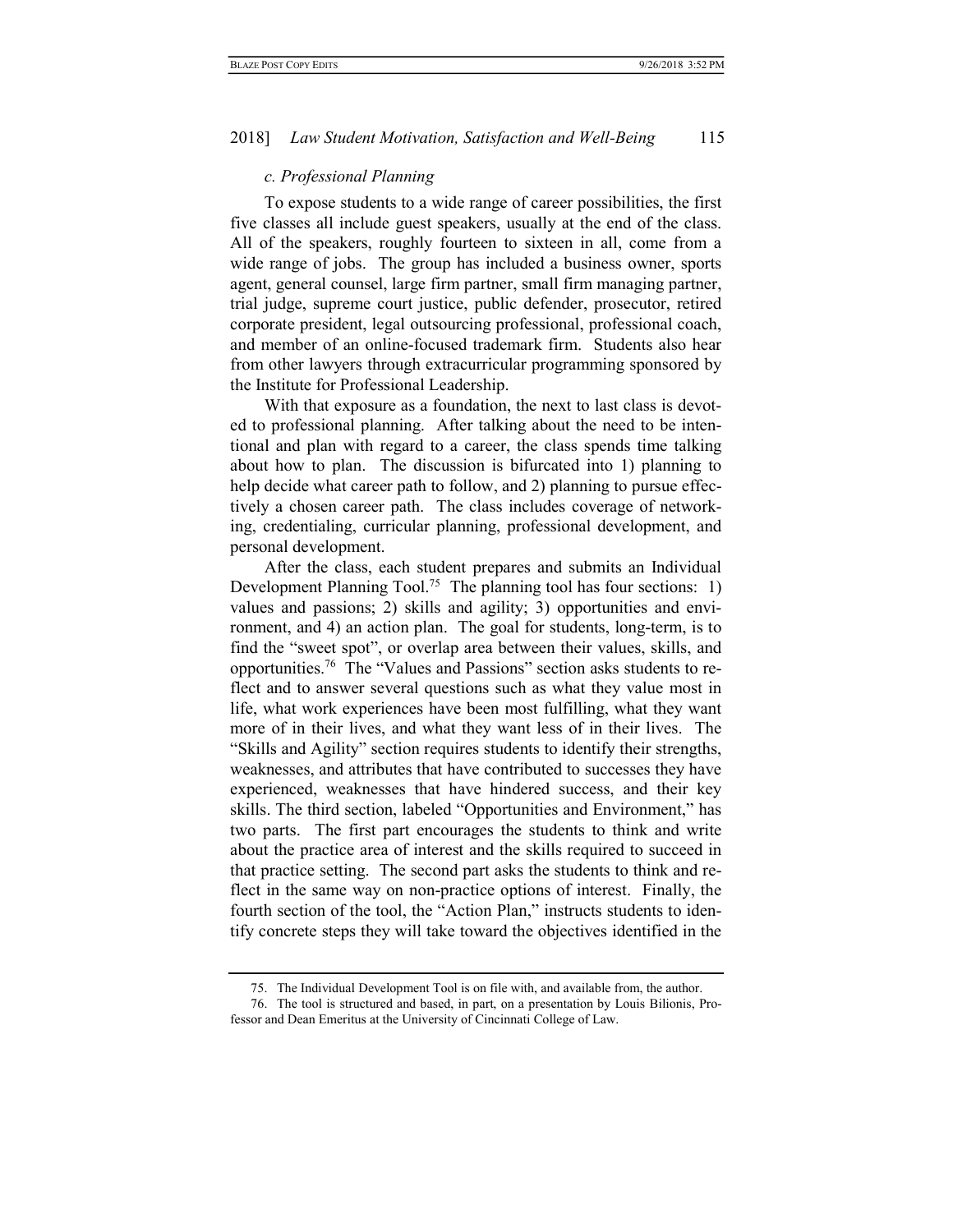### *c. Professional Planning*

To expose students to a wide range of career possibilities, the first five classes all include guest speakers, usually at the end of the class. All of the speakers, roughly fourteen to sixteen in all, come from a wide range of jobs. The group has included a business owner, sports agent, general counsel, large firm partner, small firm managing partner, trial judge, supreme court justice, public defender, prosecutor, retired corporate president, legal outsourcing professional, professional coach, and member of an online-focused trademark firm. Students also hear from other lawyers through extracurricular programming sponsored by the Institute for Professional Leadership.

With that exposure as a foundation, the next to last class is devoted to professional planning. After talking about the need to be intentional and plan with regard to a career, the class spends time talking about how to plan. The discussion is bifurcated into 1) planning to help decide what career path to follow, and 2) planning to pursue effectively a chosen career path. The class includes coverage of networking, credentialing, curricular planning, professional development, and personal development.

After the class, each student prepares and submits an Individual Development Planning Tool.[75] The planning tool has four sections: 1) values and passions; 2) skills and agility; 3) opportunities and environment, and 4) an action plan. The goal for students, long-term, is to find the "sweet spot", or overlap area between their values, skills, and opportunities.[76] The "Values and Passions" section asks students to reflect and to answer several questions such as what they value most in life, what work experiences have been most fulfilling, what they want more of in their lives, and what they want less of in their lives. The "Skills and Agility" section requires students to identify their strengths, weaknesses, and attributes that have contributed to successes they have experienced, weaknesses that have hindered success, and their key skills. The third section, labeled "Opportunities and Environment," has two parts. The first part encourages the students to think and write about the practice area of interest and the skills required to succeed in that practice setting. The second part asks the students to think and reflect in the same way on non-practice options of interest. Finally, the fourth section of the tool, the "Action Plan," instructs students to identify concrete steps they will take toward the objectives identified in the

---

75. The Individual Development Tool is on file with, and available from, the author.

76. The tool is structured and based, in part, on a presentation by Louis Bilionis, Professor and Dean Emeritus at the University of Cincinnati College of Law.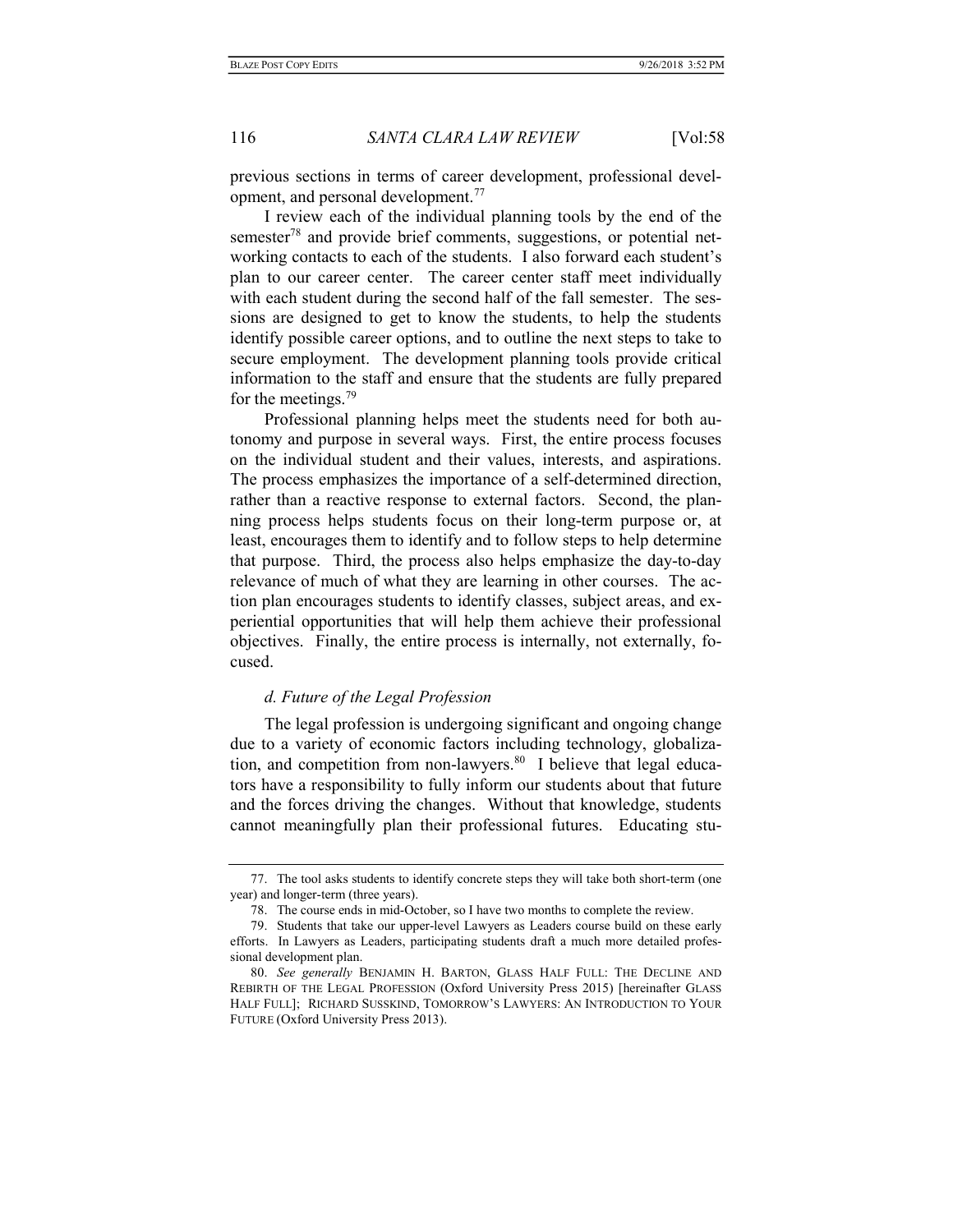previous sections in terms of career development, professional development, and personal development.[77]

I review each of the individual planning tools by the end of the semester[78] and provide brief comments, suggestions, or potential networking contacts to each of the students. I also forward each student's plan to our career center. The career center staff meet individually with each student during the second half of the fall semester. The sessions are designed to get to know the students, to help the students identify possible career options, and to outline the next steps to take to secure employment. The development planning tools provide critical information to the staff and ensure that the students are fully prepared for the meetings.[79]

Professional planning helps meet the students need for both autonomy and purpose in several ways. First, the entire process focuses on the individual student and their values, interests, and aspirations. The process emphasizes the importance of a self-determined direction, rather than a reactive response to external factors. Second, the planning process helps students focus on their long-term purpose or, at least, encourages them to identify and to follow steps to help determine that purpose. Third, the process also helps emphasize the day-to-day relevance of much of what they are learning in other courses. The action plan encourages students to identify classes, subject areas, and experiential opportunities that will help them achieve their professional objectives. Finally, the entire process is internally, not externally, focused.

#### *d. Future of the Legal Profession*

The legal profession is undergoing significant and ongoing change due to a variety of economic factors including technology, globalization, and competition from non-lawyers.[80] I believe that legal educators have a responsibility to fully inform our students about that future and the forces driving the changes. Without that knowledge, students cannot meaningfully plan their professional futures. Educating stu-

---

77. The tool asks students to identify concrete steps they will take both short-term (one year) and longer-term (three years).

78. The course ends in mid-October, so I have two months to complete the review.

79. Students that take our upper-level Lawyers as Leaders course build on these early efforts. In Lawyers as Leaders, participating students draft a much more detailed professional development plan.

80. *See generally* BENJAMIN H. BARTON, GLASS HALF FULL: THE DECLINE AND REBIRTH OF THE LEGAL PROFESSION (Oxford University Press 2015) [hereinafter GLASS HALF FULL]; RICHARD SUSSKIND, TOMORROW'S LAWYERS: AN INTRODUCTION TO YOUR FUTURE (Oxford University Press 2013).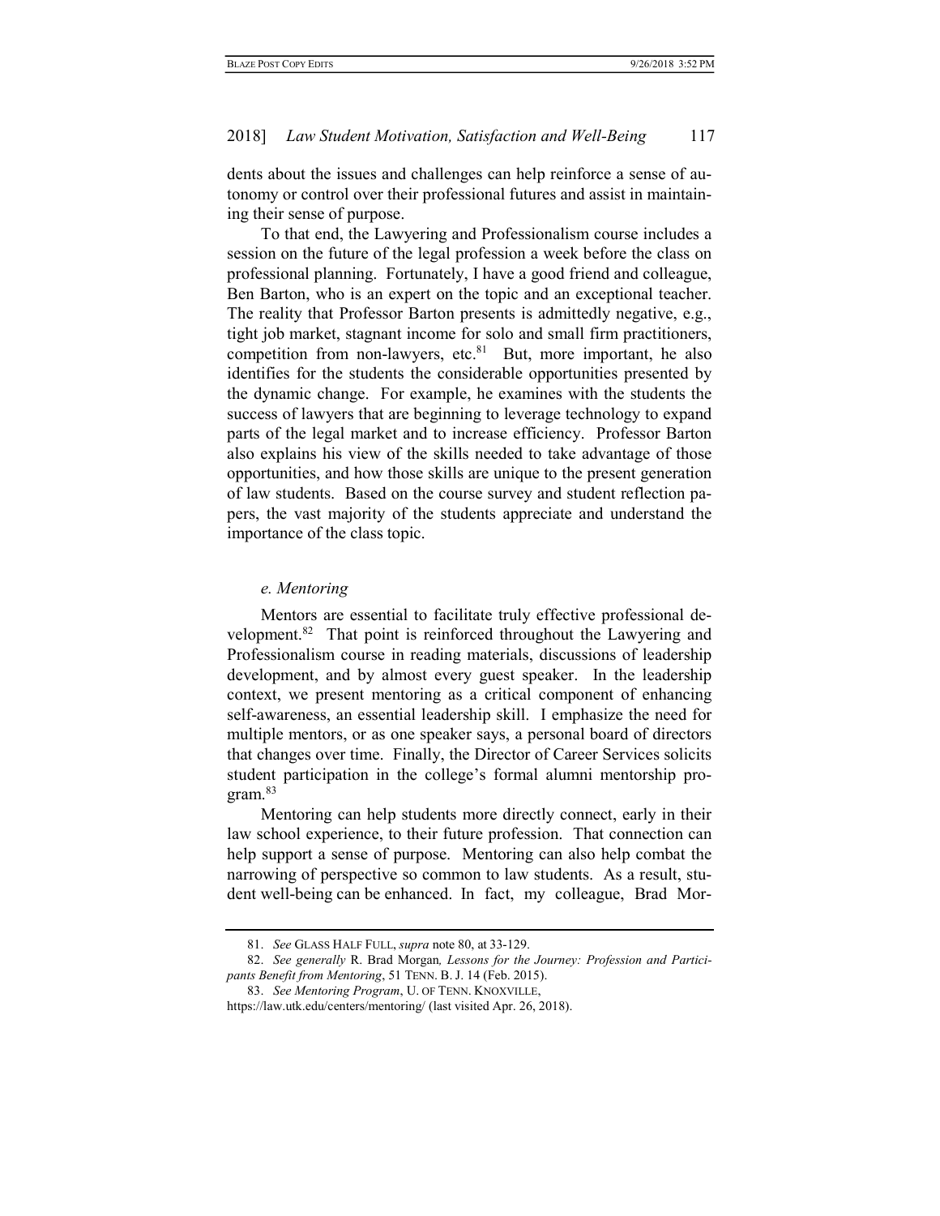dents about the issues and challenges can help reinforce a sense of autonomy or control over their professional futures and assist in maintaining their sense of purpose.

To that end, the Lawyering and Professionalism course includes a session on the future of the legal profession a week before the class on professional planning. Fortunately, I have a good friend and colleague, Ben Barton, who is an expert on the topic and an exceptional teacher. The reality that Professor Barton presents is admittedly negative, e.g., tight job market, stagnant income for solo and small firm practitioners, competition from non-lawyers, etc.[81] But, more important, he also identifies for the students the considerable opportunities presented by the dynamic change. For example, he examines with the students the success of lawyers that are beginning to leverage technology to expand parts of the legal market and to increase efficiency. Professor Barton also explains his view of the skills needed to take advantage of those opportunities, and how those skills are unique to the present generation of law students. Based on the course survey and student reflection papers, the vast majority of the students appreciate and understand the importance of the class topic.

#### *e. Mentoring*

Mentors are essential to facilitate truly effective professional development.[82] That point is reinforced throughout the Lawyering and Professionalism course in reading materials, discussions of leadership development, and by almost every guest speaker. In the leadership context, we present mentoring as a critical component of enhancing self-awareness, an essential leadership skill. I emphasize the need for multiple mentors, or as one speaker says, a personal board of directors that changes over time. Finally, the Director of Career Services solicits student participation in the college's formal alumni mentorship program.[83]

Mentoring can help students more directly connect, early in their law school experience, to their future profession. That connection can help support a sense of purpose. Mentoring can also help combat the narrowing of perspective so common to law students. As a result, student well-being can be enhanced. In fact, my colleague, Brad Mor-

---

81. *See* GLASS HALF FULL, *supra* note 80, at 33-129.

82. *See generally* R. Brad Morgan*, Lessons for the Journey: Profession and Participants Benefit from Mentoring*, 51 TENN. B. J. 14 (Feb. 2015).

83. *See Mentoring Program*, U. OF TENN. KNOXVILLE, https://law.utk.edu/centers/mentoring/ (last visited Apr. 26, 2018).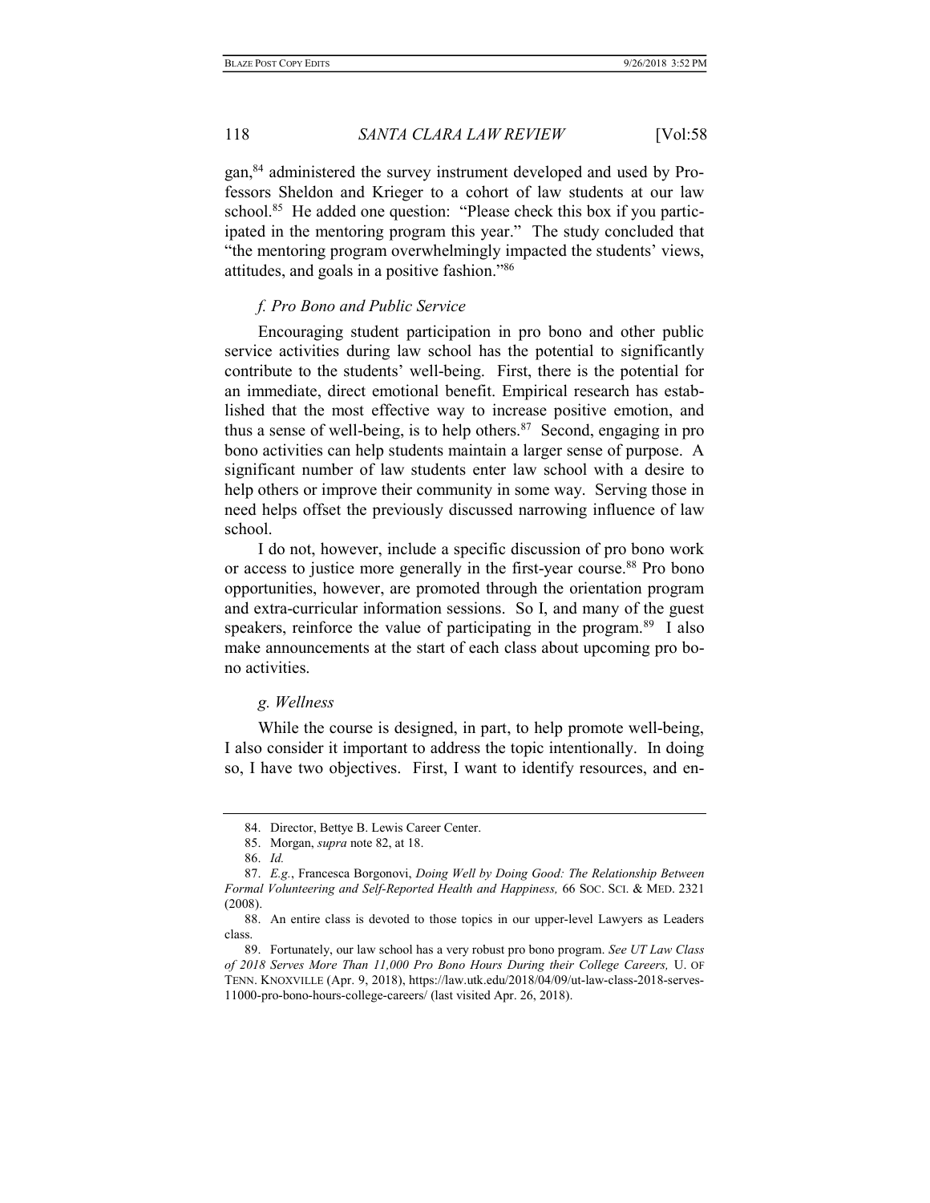gan,[84] administered the survey instrument developed and used by Professors Sheldon and Krieger to a cohort of law students at our law school.[85] He added one question: "Please check this box if you participated in the mentoring program this year." The study concluded that "the mentoring program overwhelmingly impacted the students' views, attitudes, and goals in a positive fashion."[86]

#### *f. Pro Bono and Public Service*

Encouraging student participation in pro bono and other public service activities during law school has the potential to significantly contribute to the students' well-being. First, there is the potential for an immediate, direct emotional benefit. Empirical research has established that the most effective way to increase positive emotion, and thus a sense of well-being, is to help others.[87] Second, engaging in pro bono activities can help students maintain a larger sense of purpose. A significant number of law students enter law school with a desire to help others or improve their community in some way. Serving those in need helps offset the previously discussed narrowing influence of law school.

I do not, however, include a specific discussion of pro bono work or access to justice more generally in the first-year course.[88] Pro bono opportunities, however, are promoted through the orientation program and extra-curricular information sessions. So I, and many of the guest speakers, reinforce the value of participating in the program.[89] I also make announcements at the start of each class about upcoming pro bono activities.

#### *g. Wellness*

While the course is designed, in part, to help promote well-being, I also consider it important to address the topic intentionally. In doing so, I have two objectives. First, I want to identify resources, and en-

---

84. Director, Bettye B. Lewis Career Center.

85. Morgan, *supra* note 82, at 18.

86. *Id.*

87. *E.g.*, Francesca Borgonovi, *Doing Well by Doing Good: The Relationship Between Formal Volunteering and Self-Reported Health and Happiness,* 66 SOC. SCI. & MED. 2321 (2008).

88. An entire class is devoted to those topics in our upper-level Lawyers as Leaders class.

89. Fortunately, our law school has a very robust pro bono program. *See UT Law Class of 2018 Serves More Than 11,000 Pro Bono Hours During their College Careers,* U. OF TENN. KNOXVILLE (Apr. 9, 2018), https://law.utk.edu/2018/04/09/ut-law-class-2018-serves-11000-pro-bono-hours-college-careers/ (last visited Apr. 26, 2018).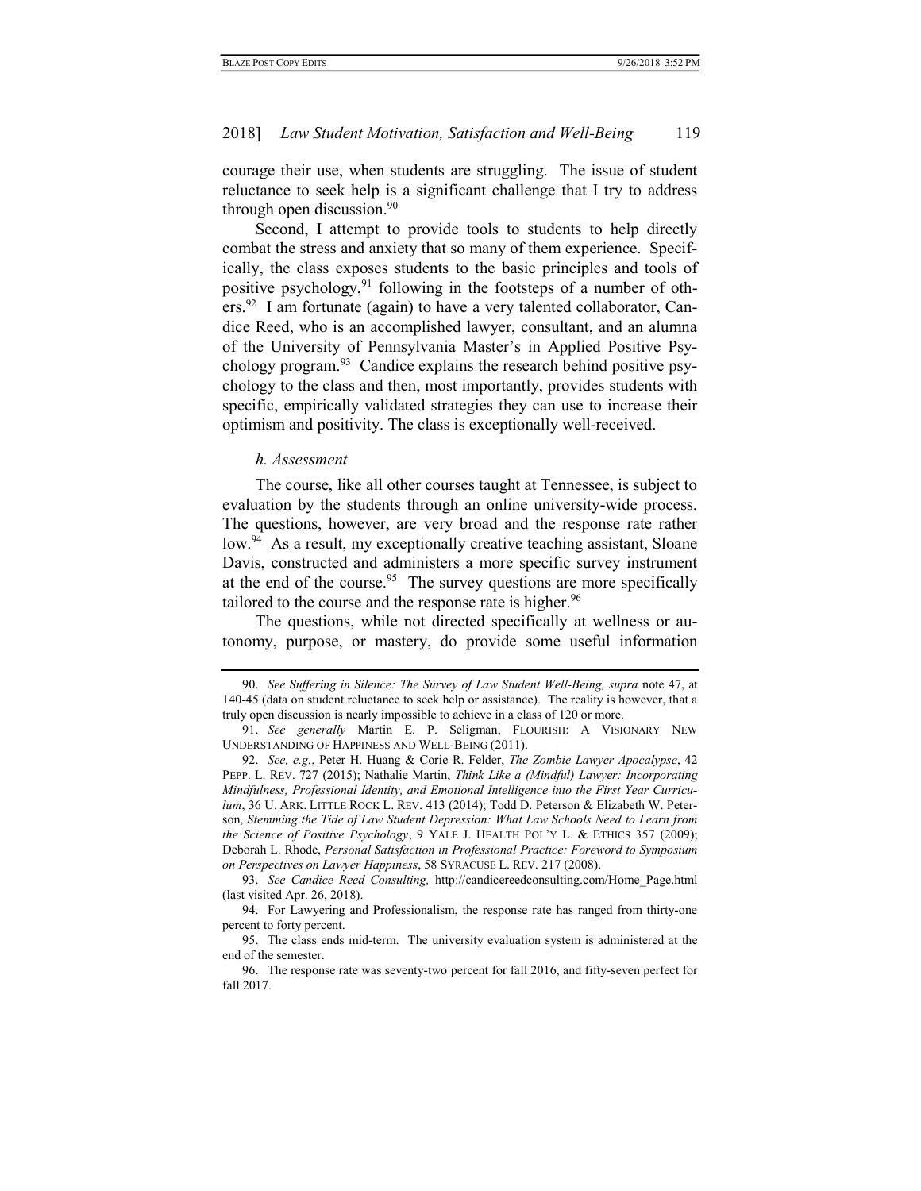courage their use, when students are struggling. The issue of student reluctance to seek help is a significant challenge that I try to address through open discussion.[90]

Second, I attempt to provide tools to students to help directly combat the stress and anxiety that so many of them experience. Specifically, the class exposes students to the basic principles and tools of positive psychology,[91] following in the footsteps of a number of others.[92] I am fortunate (again) to have a very talented collaborator, Candice Reed, who is an accomplished lawyer, consultant, and an alumna of the University of Pennsylvania Master's in Applied Positive Psychology program.[93] Candice explains the research behind positive psychology to the class and then, most importantly, provides students with specific, empirically validated strategies they can use to increase their optimism and positivity. The class is exceptionally well-received.

*h. Assessment*

The course, like all other courses taught at Tennessee, is subject to evaluation by the students through an online university-wide process. The questions, however, are very broad and the response rate rather low.[94] As a result, my exceptionally creative teaching assistant, Sloane Davis, constructed and administers a more specific survey instrument at the end of the course.[95] The survey questions are more specifically tailored to the course and the response rate is higher.[96]

The questions, while not directed specifically at wellness or autonomy, purpose, or mastery, do provide some useful information

---

90. *See Suffering in Silence: The Survey of Law Student Well-Being, supra* note 47, at 140-45 (data on student reluctance to seek help or assistance). The reality is however, that a truly open discussion is nearly impossible to achieve in a class of 120 or more.

91. *See generally* Martin E. P. Seligman, FLOURISH: A VISIONARY NEW UNDERSTANDING OF HAPPINESS AND WELL-BEING (2011).

92. *See, e.g.*, Peter H. Huang & Corie R. Felder, *The Zombie Lawyer Apocalypse*, 42 PEPP. L. REV. 727 (2015); Nathalie Martin, *Think Like a (Mindful) Lawyer: Incorporating Mindfulness, Professional Identity, and Emotional Intelligence into the First Year Curriculum*, 36 U. ARK. LITTLE ROCK L. REV. 413 (2014); Todd D. Peterson & Elizabeth W. Peterson, *Stemming the Tide of Law Student Depression: What Law Schools Need to Learn from the Science of Positive Psychology*, 9 YALE J. HEALTH POL'Y L. & ETHICS 357 (2009); Deborah L. Rhode, *Personal Satisfaction in Professional Practice: Foreword to Symposium on Perspectives on Lawyer Happiness*, 58 SYRACUSE L. REV. 217 (2008).

93. *See Candice Reed Consulting,* http://candicereedconsulting.com/Home_Page.html (last visited Apr. 26, 2018).

94. For Lawyering and Professionalism, the response rate has ranged from thirty-one percent to forty percent.

95. The class ends mid-term. The university evaluation system is administered at the end of the semester.

96. The response rate was seventy-two percent for fall 2016, and fifty-seven perfect for fall 2017.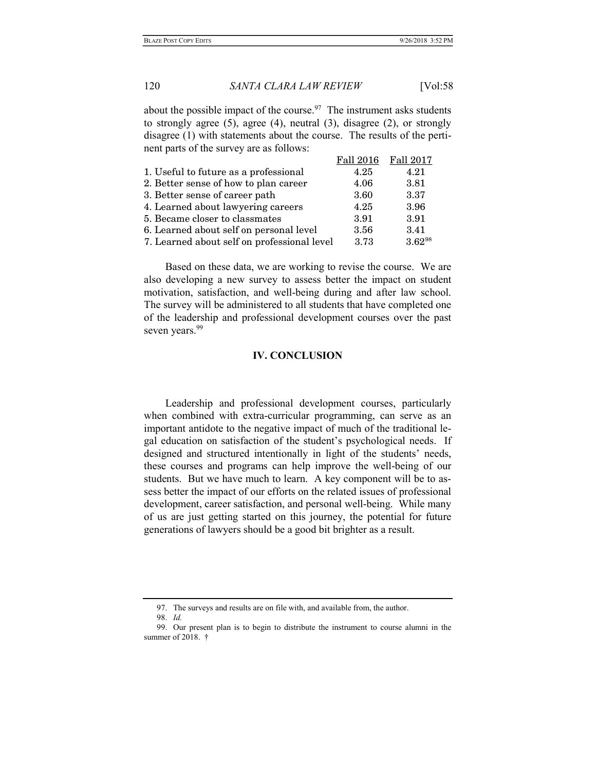about the possible impact of the course.[97] The instrument asks students to strongly agree (5), agree (4), neutral (3), disagree (2), or strongly disagree (1) with statements about the course. The results of the pertinent parts of the survey are as follows:

| | Fall 2016 | Fall 2017 |
|---|---|---|
| 1. Useful to future as a professional | 4.25 | 4.21 |
| 2. Better sense of how to plan career | 4.06 | 3.81 |
| 3. Better sense of career path | 3.60 | 3.37 |
| 4. Learned about lawyering careers | 4.25 | 3.96 |
| 5. Became closer to classmates | 3.91 | 3.91 |
| 6. Learned about self on personal level | 3.56 | 3.41 |
| 7. Learned about self on professional level | 3.73 | 3.62[98] |

Based on these data, we are working to revise the course. We are also developing a new survey to assess better the impact on student motivation, satisfaction, and well-being during and after law school. The survey will be administered to all students that have completed one of the leadership and professional development courses over the past seven years.[99]

## IV. CONCLUSION

Leadership and professional development courses, particularly when combined with extra-curricular programming, can serve as an important antidote to the negative impact of much of the traditional legal education on satisfaction of the student's psychological needs. If designed and structured intentionally in light of the students' needs, these courses and programs can help improve the well-being of our students. But we have much to learn. A key component will be to assess better the impact of our efforts on the related issues of professional development, career satisfaction, and personal well-being. While many of us are just getting started on this journey, the potential for future generations of lawyers should be a good bit brighter as a result.

---

97. The surveys and results are on file with, and available from, the author.

98. *Id.*

99. Our present plan is to begin to distribute the instrument to course alumni in the summer of 2018. †